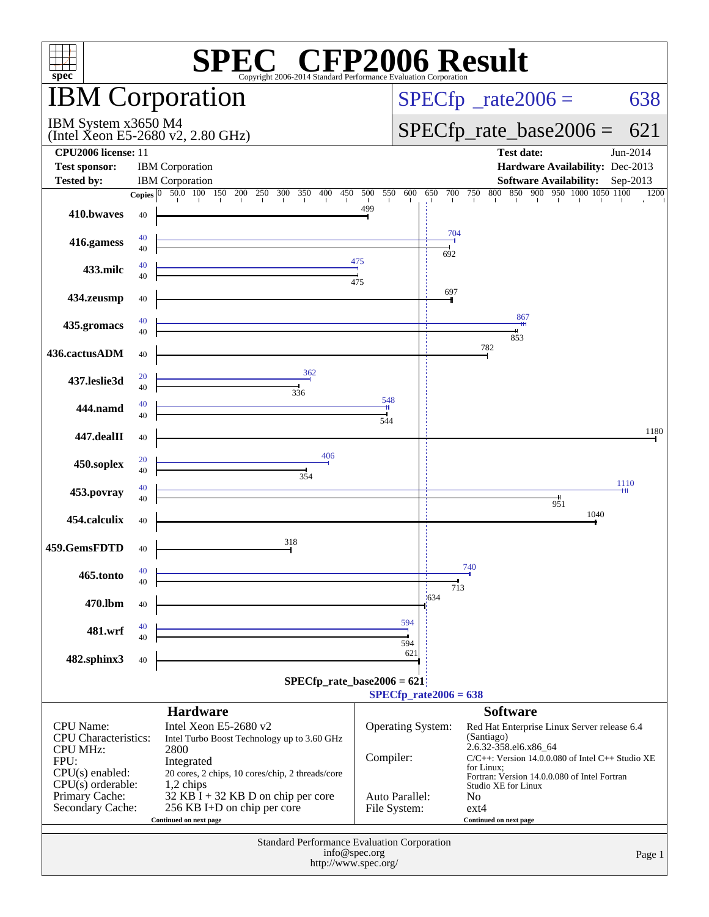# SPEC® CFP2006 Result

Copyright 2006-2014 Standard Performance Evaluation Corporation

## IBM Corporation

IBM System x3650 M4
(Intel Xeon E5-2680 v2, 2.80 GHz)

SPECfp_rate2006 = 638

SPECfp_rate_base2006 = 621

**CPU2006 license:** 11
**Test sponsor:** IBM Corporation
**Tested by:** IBM Corporation

**Test date:** Jun-2014
**Hardware Availability:** Dec-2013
**Software Availability:** Sep-2013

| Benchmark | Copies (peak) | Copies (base) | Peak | Base |
|---|---|---|---|---|
| 410.bwaves | | 40 | | 499 |
| 416.gamess | 40 | 40 | 704 | 692 |
| 433.milc | 40 | 40 | 475 | 475 |
| 434.zeusmp | | 40 | | 697 |
| 435.gromacs | 40 | 40 | 867 | 853 |
| 436.cactusADM | | 40 | | 782 |
| 437.leslie3d | 20 | 40 | 362 | 336 |
| 444.namd | 40 | 40 | 548 | 544 |
| 447.dealII | | 40 | | 1180 |
| 450.soplex | 20 | 40 | 406 | 354 |
| 453.povray | 40 | 40 | 1110 | 951 |
| 454.calculix | | 40 | | 1040 |
| 459.GemsFDTD | | 40 | | 318 |
| 465.tonto | 40 | 40 | 740 | 713 |
| 470.lbm | | 40 | | 634 |
| 481.wrf | 40 | 40 | 594 | 594 |
| 482.sphinx3 | | 40 | | 621 |

SPECfp_rate_base2006 = 621
SPECfp_rate2006 = 638

### Hardware

| | |
|---|---|
| CPU Name: | Intel Xeon E5-2680 v2 |
| CPU Characteristics: | Intel Turbo Boost Technology up to 3.60 GHz |
| CPU MHz: | 2800 |
| FPU: | Integrated |
| CPU(s) enabled: | 20 cores, 2 chips, 10 cores/chip, 2 threads/core |
| CPU(s) orderable: | 1,2 chips |
| Primary Cache: | 32 KB I + 32 KB D on chip per core |
| Secondary Cache: | 256 KB I+D on chip per core |

Continued on next page

### Software

| | |
|---|---|
| Operating System: | Red Hat Enterprise Linux Server release 6.4 (Santiago) 2.6.32-358.el6.x86_64 |
| Compiler: | C/C++: Version 14.0.0.080 of Intel C++ Studio XE for Linux; Fortran: Version 14.0.0.080 of Intel Fortran Studio XE for Linux |
| Auto Parallel: | No |
| File System: | ext4 |

Continued on next page

Standard Performance Evaluation Corporation
info@spec.org
http://www.spec.org/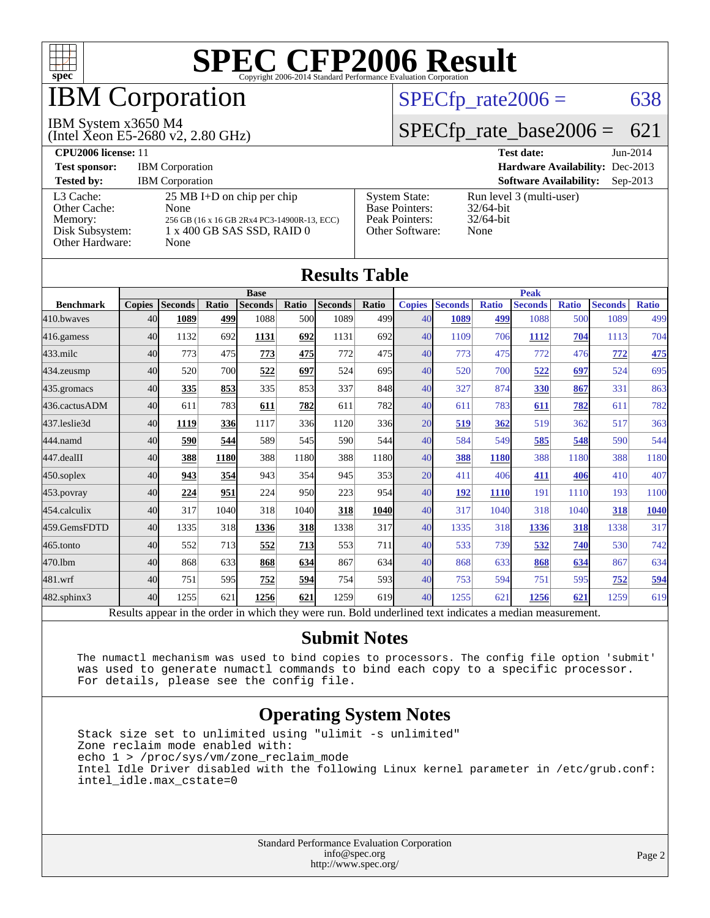# SPEC CFP2006 Result

Copyright 2006-2014 Standard Performance Evaluation Corporation

## IBM Corporation

IBM System x3650 M4
(Intel Xeon E5-2680 v2, 2.80 GHz)

SPECfp_rate2006 = 638

SPECfp_rate_base2006 = 621

| | | | |
|---|---|---|---|
| **CPU2006 license:** 11 | | **Test date:** | Jun-2014 |
| **Test sponsor:** | IBM Corporation | **Hardware Availability:** | Dec-2013 |
| **Tested by:** | IBM Corporation | **Software Availability:** | Sep-2013 |

| | | | |
|---|---|---|---|
| L3 Cache: | 25 MB I+D on chip per chip | System State: | Run level 3 (multi-user) |
| Other Cache: | None | Base Pointers: | 32/64-bit |
| Memory: | 256 GB (16 x 16 GB 2Rx4 PC3-14900R-13, ECC) | Peak Pointers: | 32/64-bit |
| Disk Subsystem: | 1 x 400 GB SAS SSD, RAID 0 | Other Software: | None |
| Other Hardware: | None | | |

## Results Table

| | Base | | | | | | | Peak | | | | | | |
|---|---|---|---|---|---|---|---|---|---|---|---|---|---|---|
| **Benchmark** | **Copies** | **Seconds** | **Ratio** | **Seconds** | **Ratio** | **Seconds** | **Ratio** | **Copies** | **Seconds** | **Ratio** | **Seconds** | **Ratio** | **Seconds** | **Ratio** |
| 410.bwaves | 40 | **1089** | **499** | 1088 | 500 | 1089 | 499 | 40 | **1089** | **499** | 1088 | 500 | 1089 | 499 |
| 416.gamess | 40 | 1132 | 692 | **1131** | **692** | 1131 | 692 | 40 | 1109 | 706 | **1112** | **704** | 1113 | 704 |
| 433.milc | 40 | 773 | 475 | **773** | **475** | 772 | 475 | 40 | 773 | 475 | 772 | 476 | **772** | **475** |
| 434.zeusmp | 40 | 520 | 700 | **522** | **697** | 524 | 695 | 40 | 520 | 700 | **522** | **697** | 524 | 695 |
| 435.gromacs | 40 | **335** | **853** | 335 | 853 | 337 | 848 | 40 | 327 | 874 | **330** | **867** | 331 | 863 |
| 436.cactusADM | 40 | 611 | 783 | **611** | **782** | 611 | 782 | 40 | 611 | 783 | **611** | **782** | 611 | 782 |
| 437.leslie3d | 40 | **1119** | **336** | 1117 | 336 | 1120 | 336 | 20 | **519** | **362** | 519 | 362 | 517 | 363 |
| 444.namd | 40 | **590** | **544** | 589 | 545 | 590 | 544 | 40 | 584 | 549 | **585** | **548** | 590 | 544 |
| 447.dealII | 40 | **388** | **1180** | 388 | 1180 | 388 | 1180 | 40 | **388** | **1180** | 388 | 1180 | 388 | 1180 |
| 450.soplex | 40 | **943** | **354** | 943 | 354 | 945 | 353 | 20 | 411 | 406 | **411** | **406** | 410 | 407 |
| 453.povray | 40 | **224** | **951** | 224 | 950 | 223 | 954 | 40 | **192** | **1110** | 191 | 1110 | 193 | 1100 |
| 454.calculix | 40 | 317 | 1040 | 318 | 1040 | **318** | **1040** | 40 | 317 | 1040 | 318 | 1040 | **318** | **1040** |
| 459.GemsFDTD | 40 | 1335 | 318 | **1336** | **318** | 1338 | 317 | 40 | 1335 | 318 | **1336** | **318** | 1338 | 317 |
| 465.tonto | 40 | 552 | 713 | **552** | **713** | 553 | 711 | 40 | 533 | 739 | **532** | **740** | 530 | 742 |
| 470.lbm | 40 | 868 | 633 | **868** | **634** | 867 | 634 | 40 | 868 | 633 | **868** | **634** | 867 | 634 |
| 481.wrf | 40 | 751 | 595 | **752** | **594** | 754 | 593 | 40 | 753 | 594 | 751 | 595 | **752** | **594** |
| 482.sphinx3 | 40 | 1255 | 621 | **1256** | **621** | 1259 | 619 | 40 | 1255 | 621 | **1256** | **621** | 1259 | 619 |

Results appear in the order in which they were run. Bold underlined text indicates a median measurement.

## Submit Notes

```
The numactl mechanism was used to bind copies to processors. The config file option 'submit'
was used to generate numactl commands to bind each copy to a specific processor.
For details, please see the config file.
```

## Operating System Notes

```
Stack size set to unlimited using "ulimit -s unlimited"
Zone reclaim mode enabled with:
echo 1 > /proc/sys/vm/zone_reclaim_mode
Intel Idle Driver disabled with the following Linux kernel parameter in /etc/grub.conf:
intel_idle.max_cstate=0
```

Standard Performance Evaluation Corporation
info@spec.org
http://www.spec.org/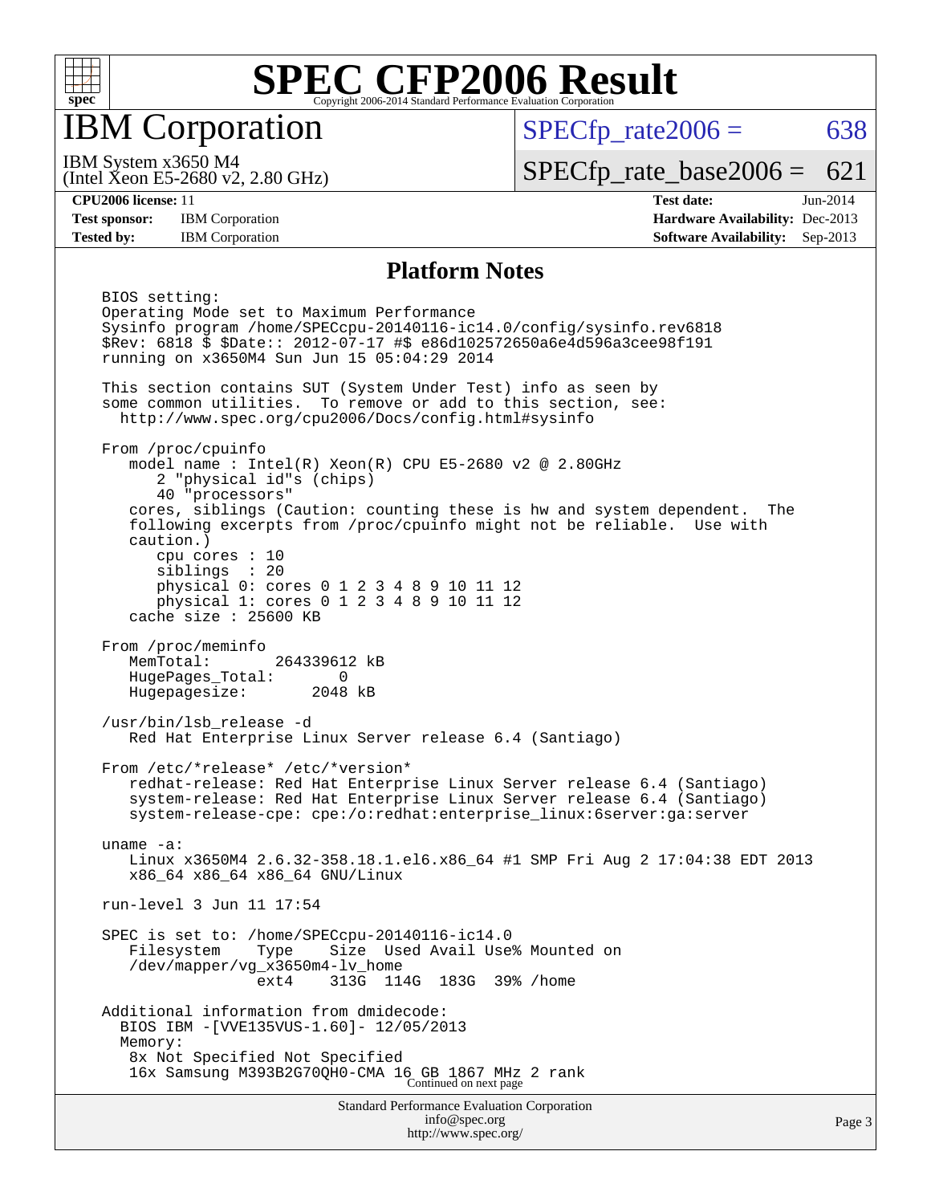# SPEC CFP2006 Result

## IBM Corporation

IBM System x3650 M4
(Intel Xeon E5-2680 v2, 2.80 GHz)

SPECfp_rate2006 = 638

SPECfp_rate_base2006 = 621

**CPU2006 license:** 11
**Test sponsor:** IBM Corporation
**Tested by:** IBM Corporation

**Test date:** Jun-2014
**Hardware Availability:** Dec-2013
**Software Availability:** Sep-2013

### Platform Notes

```
BIOS setting:
Operating Mode set to Maximum Performance
Sysinfo program /home/SPECcpu-20140116-ic14.0/config/sysinfo.rev6818
$Rev: 6818 $ $Date:: 2012-07-17 #$ e86d102572650a6e4d596a3cee98f191
running on x3650M4 Sun Jun 15 05:04:29 2014

This section contains SUT (System Under Test) info as seen by
some common utilities.  To remove or add to this section, see:
  http://www.spec.org/cpu2006/Docs/config.html#sysinfo

From /proc/cpuinfo
   model name : Intel(R) Xeon(R) CPU E5-2680 v2 @ 2.80GHz
      2 "physical id"s (chips)
      40 "processors"
   cores, siblings (Caution: counting these is hw and system dependent.  The
   following excerpts from /proc/cpuinfo might not be reliable.  Use with
   caution.)
      cpu cores : 10
      siblings  : 20
      physical 0: cores 0 1 2 3 4 8 9 10 11 12
      physical 1: cores 0 1 2 3 4 8 9 10 11 12
   cache size : 25600 KB

From /proc/meminfo
   MemTotal:       264339612 kB
   HugePages_Total:       0
   Hugepagesize:       2048 kB

/usr/bin/lsb_release -d
   Red Hat Enterprise Linux Server release 6.4 (Santiago)

From /etc/*release* /etc/*version*
   redhat-release: Red Hat Enterprise Linux Server release 6.4 (Santiago)
   system-release: Red Hat Enterprise Linux Server release 6.4 (Santiago)
   system-release-cpe: cpe:/o:redhat:enterprise_linux:6server:ga:server

uname -a:
   Linux x3650M4 2.6.32-358.18.1.el6.x86_64 #1 SMP Fri Aug 2 17:04:38 EDT 2013
   x86_64 x86_64 x86_64 GNU/Linux

run-level 3 Jun 11 17:54

SPEC is set to: /home/SPECcpu-20140116-ic14.0
   Filesystem    Type    Size  Used Avail Use% Mounted on
   /dev/mapper/vg_x3650m4-lv_home
                 ext4    313G  114G  183G  39% /home

Additional information from dmidecode:
  BIOS IBM -[VVE135VUS-1.60]- 12/05/2013
  Memory:
   8x Not Specified Not Specified
   16x Samsung M393B2G70QH0-CMA 16 GB 1867 MHz 2 rank
```

Continued on next page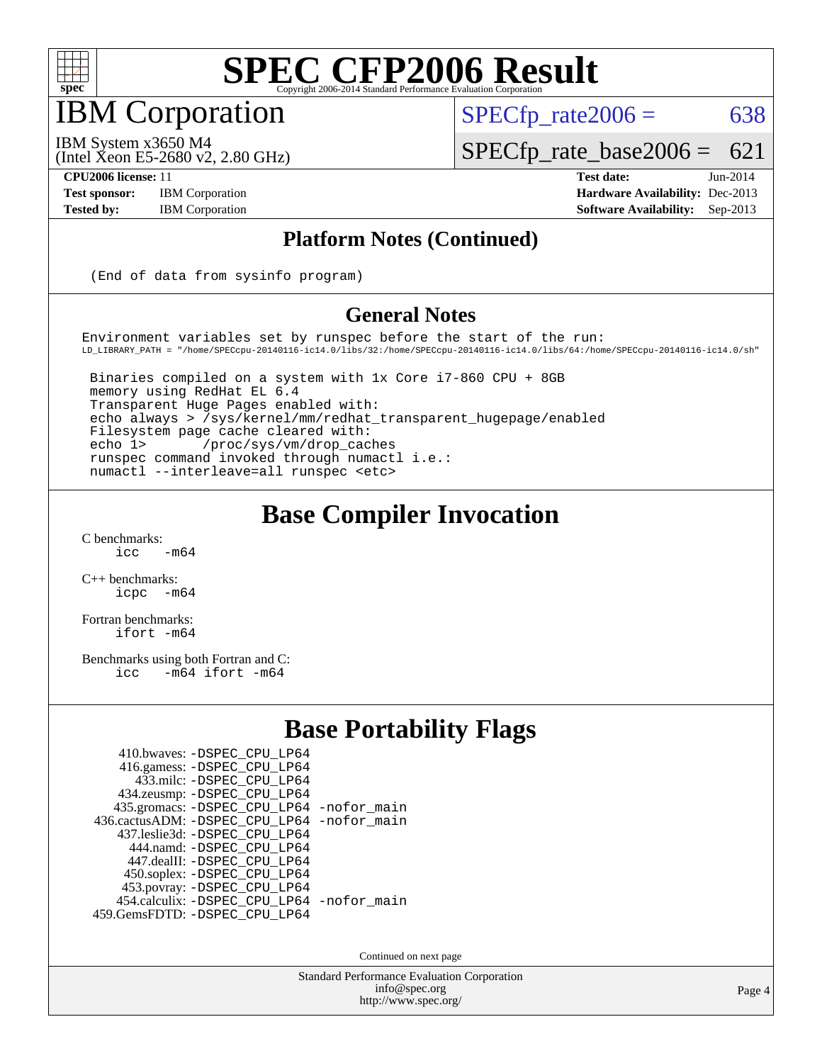# SPEC CFP2006 Result

Copyright 2006-2014 Standard Performance Evaluation Corporation

## IBM Corporation

IBM System x3650 M4
(Intel Xeon E5-2680 v2, 2.80 GHz)

SPECfp_rate2006 = 638

SPECfp_rate_base2006 = 621

**CPU2006 license:** 11
**Test sponsor:** IBM Corporation
**Tested by:** IBM Corporation

**Test date:** Jun-2014
**Hardware Availability:** Dec-2013
**Software Availability:** Sep-2013

### Platform Notes (Continued)

```
(End of data from sysinfo program)
```

### General Notes

```
Environment variables set by runspec before the start of the run:
LD_LIBRARY_PATH = "/home/SPECcpu-20140116-ic14.0/libs/32:/home/SPECcpu-20140116-ic14.0/libs/64:/home/SPECcpu-20140116-ic14.0/sh"

 Binaries compiled on a system with 1x Core i7-860 CPU + 8GB
 memory using RedHat EL 6.4
 Transparent Huge Pages enabled with:
 echo always > /sys/kernel/mm/redhat_transparent_hugepage/enabled
 Filesystem page cache cleared with:
 echo 1>       /proc/sys/vm/drop_caches
 runspec command invoked through numactl i.e.:
 numactl --interleave=all runspec <etc>
```

## Base Compiler Invocation

C benchmarks:
```
icc   -m64
```

C++ benchmarks:
```
icpc  -m64
```

Fortran benchmarks:
```
ifort -m64
```

Benchmarks using both Fortran and C:
```
icc   -m64 ifort -m64
```

## Base Portability Flags

```
    410.bwaves: -DSPEC_CPU_LP64
    416.gamess: -DSPEC_CPU_LP64
      433.milc: -DSPEC_CPU_LP64
    434.zeusmp: -DSPEC_CPU_LP64
   435.gromacs: -DSPEC_CPU_LP64 -nofor_main
436.cactusADM: -DSPEC_CPU_LP64 -nofor_main
   437.leslie3d: -DSPEC_CPU_LP64
     444.namd: -DSPEC_CPU_LP64
    447.dealII: -DSPEC_CPU_LP64
    450.soplex: -DSPEC_CPU_LP64
    453.povray: -DSPEC_CPU_LP64
  454.calculix: -DSPEC_CPU_LP64 -nofor_main
 459.GemsFDTD: -DSPEC_CPU_LP64
```

Continued on next page

Standard Performance Evaluation Corporation
info@spec.org
http://www.spec.org/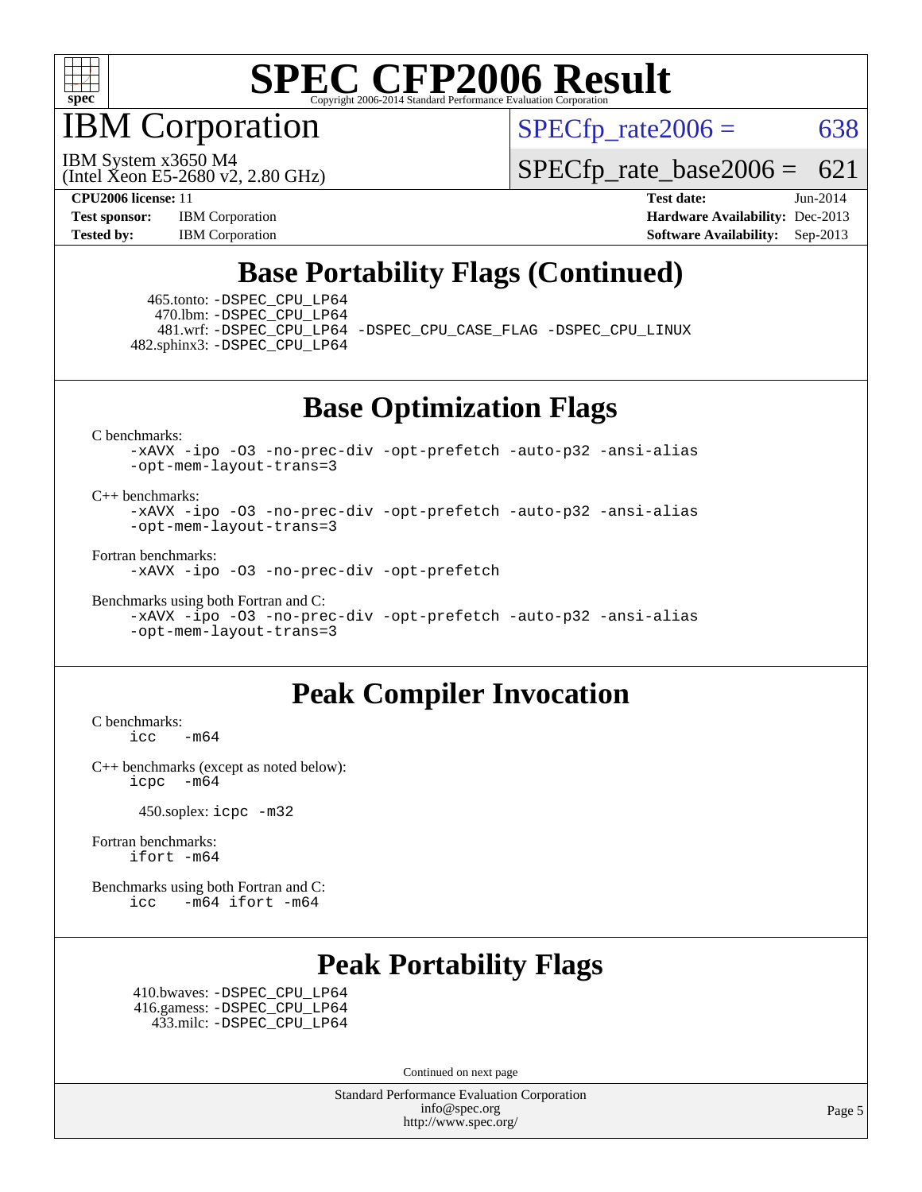# SPEC CFP2006 Result

Copyright 2006-2014 Standard Performance Evaluation Corporation

## IBM Corporation

IBM System x3650 M4
(Intel Xeon E5-2680 v2, 2.80 GHz)

SPECfp_rate2006 = 638

SPECfp_rate_base2006 = 621

**CPU2006 license:** 11
**Test sponsor:** IBM Corporation
**Tested by:** IBM Corporation

**Test date:** Jun-2014
**Hardware Availability:** Dec-2013
**Software Availability:** Sep-2013

## Base Portability Flags (Continued)

465.tonto: -DSPEC_CPU_LP64
470.lbm: -DSPEC_CPU_LP64
481.wrf: -DSPEC_CPU_LP64 -DSPEC_CPU_CASE_FLAG -DSPEC_CPU_LINUX
482.sphinx3: -DSPEC_CPU_LP64

## Base Optimization Flags

C benchmarks:
```
-xAVX -ipo -O3 -no-prec-div -opt-prefetch -auto-p32 -ansi-alias
-opt-mem-layout-trans=3
```

C++ benchmarks:
```
-xAVX -ipo -O3 -no-prec-div -opt-prefetch -auto-p32 -ansi-alias
-opt-mem-layout-trans=3
```

Fortran benchmarks:
```
-xAVX -ipo -O3 -no-prec-div -opt-prefetch
```

Benchmarks using both Fortran and C:
```
-xAVX -ipo -O3 -no-prec-div -opt-prefetch -auto-p32 -ansi-alias
-opt-mem-layout-trans=3
```

## Peak Compiler Invocation

C benchmarks:
```
icc   -m64
```

C++ benchmarks (except as noted below):
```
icpc  -m64
```

450.soplex: icpc -m32

Fortran benchmarks:
```
ifort -m64
```

Benchmarks using both Fortran and C:
```
icc   -m64 ifort -m64
```

## Peak Portability Flags

410.bwaves: -DSPEC_CPU_LP64
416.gamess: -DSPEC_CPU_LP64
433.milc: -DSPEC_CPU_LP64

Continued on next page

Standard Performance Evaluation Corporation
info@spec.org
http://www.spec.org/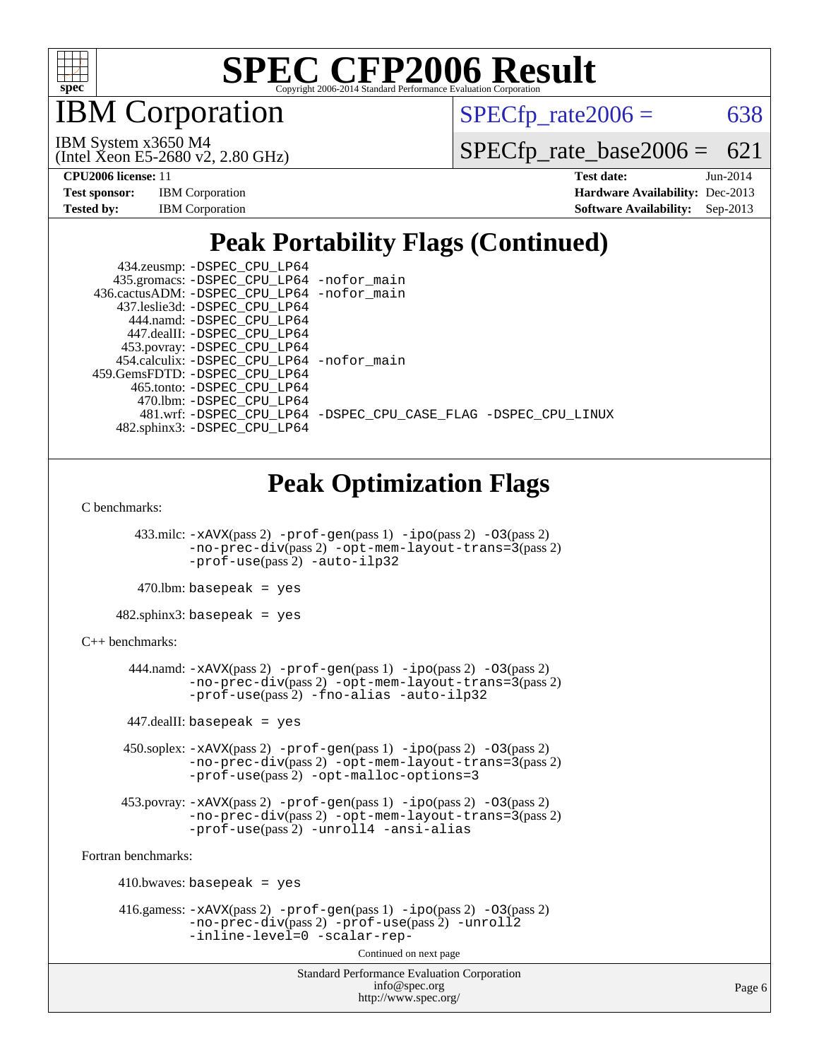# SPEC CFP2006 Result

Copyright 2006-2014 Standard Performance Evaluation Corporation

# IBM Corporation

IBM System x3650 M4
(Intel Xeon E5-2680 v2, 2.80 GHz)

SPECfp_rate2006 = 638

SPECfp_rate_base2006 = 621

**CPU2006 license:** 11
**Test sponsor:** IBM Corporation
**Tested by:** IBM Corporation

**Test date:** Jun-2014
**Hardware Availability:** Dec-2013
**Software Availability:** Sep-2013

## Peak Portability Flags (Continued)

434.zeusmp: -DSPEC_CPU_LP64
435.gromacs: -DSPEC_CPU_LP64 -nofor_main
436.cactusADM: -DSPEC_CPU_LP64 -nofor_main
437.leslie3d: -DSPEC_CPU_LP64
444.namd: -DSPEC_CPU_LP64
447.dealII: -DSPEC_CPU_LP64
453.povray: -DSPEC_CPU_LP64
454.calculix: -DSPEC_CPU_LP64 -nofor_main
459.GemsFDTD: -DSPEC_CPU_LP64
465.tonto: -DSPEC_CPU_LP64
470.lbm: -DSPEC_CPU_LP64
481.wrf: -DSPEC_CPU_LP64 -DSPEC_CPU_CASE_FLAG -DSPEC_CPU_LINUX
482.sphinx3: -DSPEC_CPU_LP64

## Peak Optimization Flags

C benchmarks:

433.milc: -xAVX(pass 2) -prof-gen(pass 1) -ipo(pass 2) -O3(pass 2) -no-prec-div(pass 2) -opt-mem-layout-trans=3(pass 2) -prof-use(pass 2) -auto-ilp32

470.lbm: basepeak = yes

482.sphinx3: basepeak = yes

C++ benchmarks:

444.namd: -xAVX(pass 2) -prof-gen(pass 1) -ipo(pass 2) -O3(pass 2) -no-prec-div(pass 2) -opt-mem-layout-trans=3(pass 2) -prof-use(pass 2) -fno-alias -auto-ilp32

447.dealII: basepeak = yes

450.soplex: -xAVX(pass 2) -prof-gen(pass 1) -ipo(pass 2) -O3(pass 2) -no-prec-div(pass 2) -opt-mem-layout-trans=3(pass 2) -prof-use(pass 2) -opt-malloc-options=3

453.povray: -xAVX(pass 2) -prof-gen(pass 1) -ipo(pass 2) -O3(pass 2) -no-prec-div(pass 2) -opt-mem-layout-trans=3(pass 2) -prof-use(pass 2) -unroll4 -ansi-alias

Fortran benchmarks:

410.bwaves: basepeak = yes

416.gamess: -xAVX(pass 2) -prof-gen(pass 1) -ipo(pass 2) -O3(pass 2) -no-prec-div(pass 2) -prof-use(pass 2) -unroll2 -inline-level=0 -scalar-rep-

Continued on next page

Standard Performance Evaluation Corporation
info@spec.org
http://www.spec.org/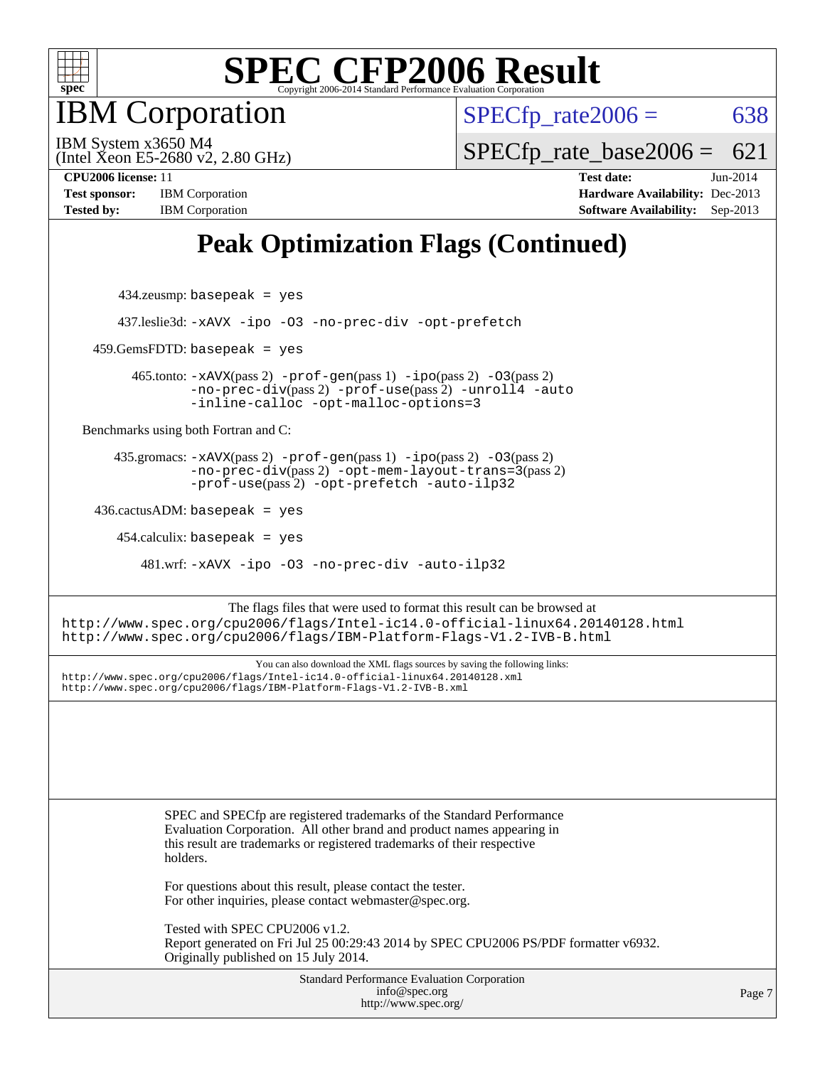# SPEC CFP2006 Result

Copyright 2006-2014 Standard Performance Evaluation Corporation

## IBM Corporation

IBM System x3650 M4
(Intel Xeon E5-2680 v2, 2.80 GHz)

SPECfp_rate2006 = 638

SPECfp_rate_base2006 = 621

**CPU2006 license:** 11
**Test sponsor:** IBM Corporation
**Tested by:** IBM Corporation

**Test date:** Jun-2014
**Hardware Availability:** Dec-2013
**Software Availability:** Sep-2013

# Peak Optimization Flags (Continued)

434.zeusmp: basepeak = yes

437.leslie3d: -xAVX -ipo -O3 -no-prec-div -opt-prefetch

459.GemsFDTD: basepeak = yes

465.tonto: -xAVX(pass 2) -prof-gen(pass 1) -ipo(pass 2) -O3(pass 2) -no-prec-div(pass 2) -prof-use(pass 2) -unroll4 -auto -inline-calloc -opt-malloc-options=3

Benchmarks using both Fortran and C:

435.gromacs: -xAVX(pass 2) -prof-gen(pass 1) -ipo(pass 2) -O3(pass 2) -no-prec-div(pass 2) -opt-mem-layout-trans=3(pass 2) -prof-use(pass 2) -opt-prefetch -auto-ilp32

436.cactusADM: basepeak = yes

454.calculix: basepeak = yes

481.wrf: -xAVX -ipo -O3 -no-prec-div -auto-ilp32

The flags files that were used to format this result can be browsed at
http://www.spec.org/cpu2006/flags/Intel-ic14.0-official-linux64.20140128.html
http://www.spec.org/cpu2006/flags/IBM-Platform-Flags-V1.2-IVB-B.html

You can also download the XML flags sources by saving the following links:
http://www.spec.org/cpu2006/flags/Intel-ic14.0-official-linux64.20140128.xml
http://www.spec.org/cpu2006/flags/IBM-Platform-Flags-V1.2-IVB-B.xml

SPEC and SPECfp are registered trademarks of the Standard Performance Evaluation Corporation. All other brand and product names appearing in this result are trademarks or registered trademarks of their respective holders.

For questions about this result, please contact the tester.
For other inquiries, please contact webmaster@spec.org.

Tested with SPEC CPU2006 v1.2.
Report generated on Fri Jul 25 00:29:43 2014 by SPEC CPU2006 PS/PDF formatter v6932.
Originally published on 15 July 2014.

Standard Performance Evaluation Corporation
info@spec.org
http://www.spec.org/